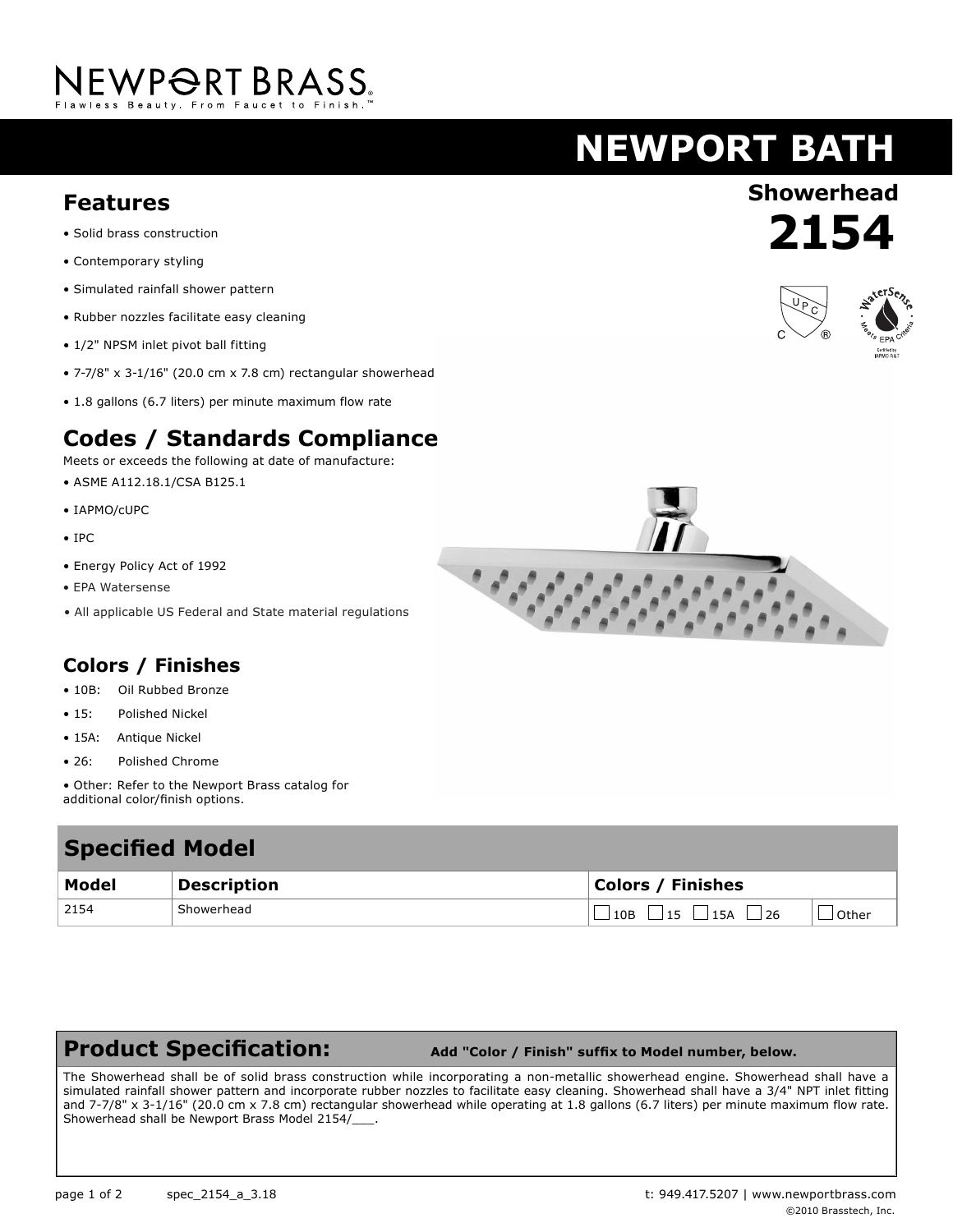NEWPORT BRASS
Flawless Beauty. From Faucet to Finish.™

# NEWPORT BATH

## Showerhead

# 2154

## Features

- Solid brass construction
- Contemporary styling
- Simulated rainfall shower pattern
- Rubber nozzles facilitate easy cleaning
- 1/2" NPSM inlet pivot ball fitting
- 7-7/8" x 3-1/16" (20.0 cm x 7.8 cm) rectangular showerhead
- 1.8 gallons (6.7 liters) per minute maximum flow rate

## Codes / Standards Compliance

Meets or exceeds the following at date of manufacture:

- ASME A112.18.1/CSA B125.1
- IAPMO/cUPC
- IPC
- Energy Policy Act of 1992
- EPA Watersense
- All applicable US Federal and State material regulations

## Colors / Finishes

- 10B: Oil Rubbed Bronze
- 15: Polished Nickel
- 15A: Antique Nickel
- 26: Polished Chrome
- Other: Refer to the Newport Brass catalog for additional color/finish options.

## Specified Model

| Model | Description | Colors / Finishes | |
|---|---|---|---|
| 2154 | Showerhead | ☐ 10B ☐ 15 ☐ 15A ☐ 26 | ☐ Other |

## Product Specification: Add "Color / Finish" suffix to Model number, below.

The Showerhead shall be of solid brass construction while incorporating a non-metallic showerhead engine. Showerhead shall have a simulated rainfall shower pattern and incorporate rubber nozzles to facilitate easy cleaning. Showerhead shall have a 3/4" NPT inlet fitting and 7-7/8" x 3-1/16" (20.0 cm x 7.8 cm) rectangular showerhead while operating at 1.8 gallons (6.7 liters) per minute maximum flow rate. Showerhead shall be Newport Brass Model 2154/___.

spec_2154_a_3.18

t: 949.417.5207 | www.newportbrass.com

©2010 Brasstech, Inc.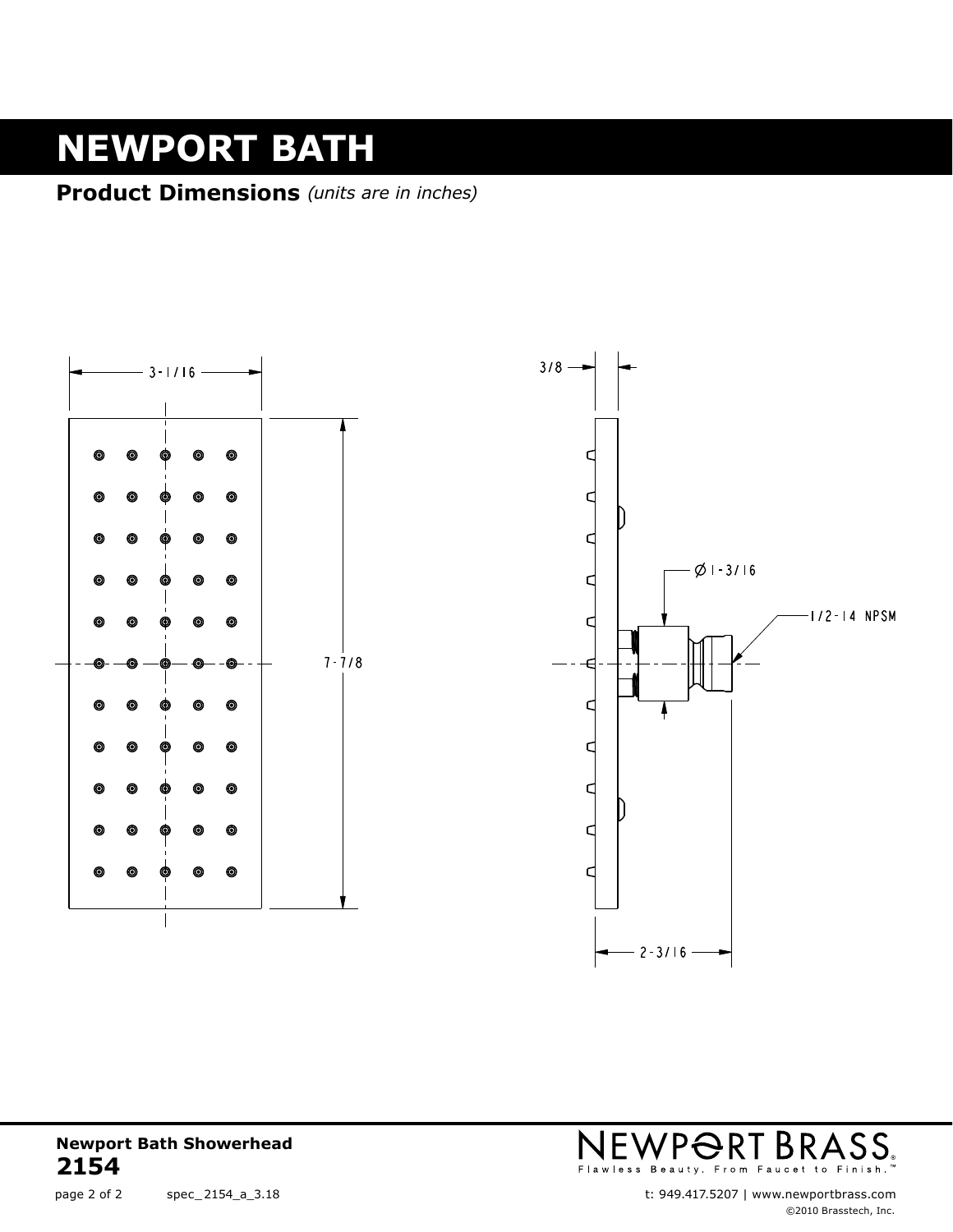# NEWPORT BATH

**Product Dimensions** *(units are in inches)*

3-1/16

7-7/8

3/8

Ø 1-3/16

1/2-14 NPSM

2-3/16

**Newport Bath Showerhead**
**2154**

spec_2154_a_3.18

NEWPORT BRASS® Flawless Beauty. From Faucet to Finish.™

t: 949.417.5207 | www.newportbrass.com

©2010 Brasstech, Inc.